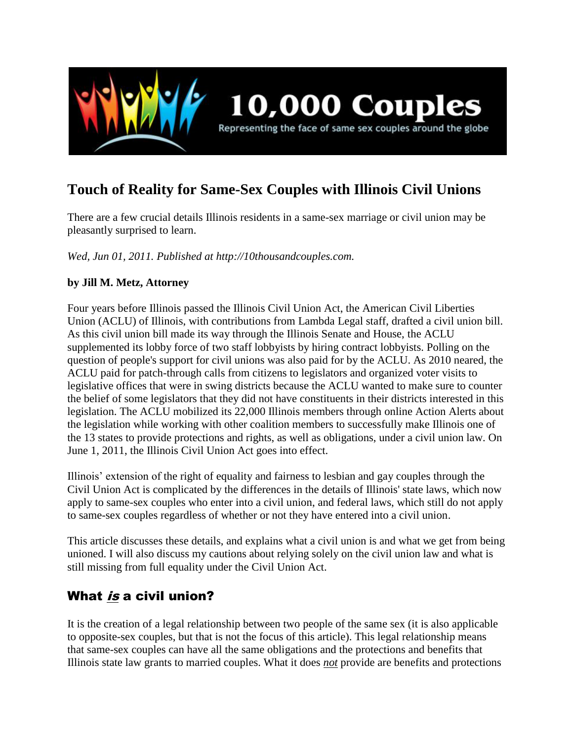10,000 Couples

Representing the face of same sex couples around the globe

# Touch of Reality for Same-Sex Couples with Illinois Civil Unions

There are a few crucial details Illinois residents in a same-sex marriage or civil union may be pleasantly surprised to learn.

*Wed, Jun 01, 2011. Published at http://10thousandcouples.com.*

**by Jill M. Metz, Attorney**

Four years before Illinois passed the Illinois Civil Union Act, the American Civil Liberties Union (ACLU) of Illinois, with contributions from Lambda Legal staff, drafted a civil union bill. As this civil union bill made its way through the Illinois Senate and House, the ACLU supplemented its lobby force of two staff lobbyists by hiring contract lobbyists. Polling on the question of people's support for civil unions was also paid for by the ACLU. As 2010 neared, the ACLU paid for patch-through calls from citizens to legislators and organized voter visits to legislative offices that were in swing districts because the ACLU wanted to make sure to counter the belief of some legislators that they did not have constituents in their districts interested in this legislation. The ACLU mobilized its 22,000 Illinois members through online Action Alerts about the legislation while working with other coalition members to successfully make Illinois one of the 13 states to provide protections and rights, as well as obligations, under a civil union law. On June 1, 2011, the Illinois Civil Union Act goes into effect.

Illinois' extension of the right of equality and fairness to lesbian and gay couples through the Civil Union Act is complicated by the differences in the details of Illinois' state laws, which now apply to same-sex couples who enter into a civil union, and federal laws, which still do not apply to same-sex couples regardless of whether or not they have entered into a civil union.

This article discusses these details, and explains what a civil union is and what we get from being unioned. I will also discuss my cautions about relying solely on the civil union law and what is still missing from full equality under the Civil Union Act.

## What *is* a civil union?

It is the creation of a legal relationship between two people of the same sex (it is also applicable to opposite-sex couples, but that is not the focus of this article). This legal relationship means that same-sex couples can have all the same obligations and the protections and benefits that Illinois state law grants to married couples. What it does ***not*** provide are benefits and protections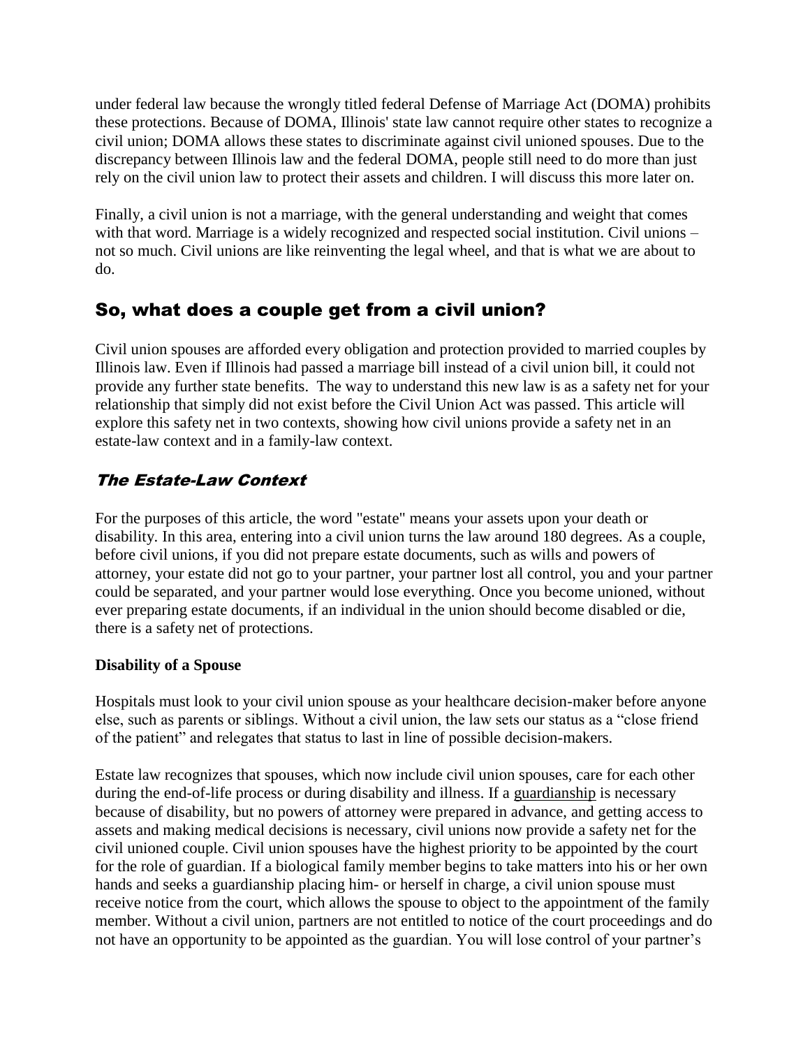under federal law because the wrongly titled federal Defense of Marriage Act (DOMA) prohibits these protections. Because of DOMA, Illinois' state law cannot require other states to recognize a civil union; DOMA allows these states to discriminate against civil unioned spouses. Due to the discrepancy between Illinois law and the federal DOMA, people still need to do more than just rely on the civil union law to protect their assets and children. I will discuss this more later on.

Finally, a civil union is not a marriage, with the general understanding and weight that comes with that word. Marriage is a widely recognized and respected social institution. Civil unions – not so much. Civil unions are like reinventing the legal wheel, and that is what we are about to do.

## So, what does a couple get from a civil union?

Civil union spouses are afforded every obligation and protection provided to married couples by Illinois law. Even if Illinois had passed a marriage bill instead of a civil union bill, it could not provide any further state benefits. The way to understand this new law is as a safety net for your relationship that simply did not exist before the Civil Union Act was passed. This article will explore this safety net in two contexts, showing how civil unions provide a safety net in an estate-law context and in a family-law context.

### *The Estate-Law Context*

For the purposes of this article, the word "estate" means your assets upon your death or disability. In this area, entering into a civil union turns the law around 180 degrees. As a couple, before civil unions, if you did not prepare estate documents, such as wills and powers of attorney, your estate did not go to your partner, your partner lost all control, you and your partner could be separated, and your partner would lose everything. Once you become unioned, without ever preparing estate documents, if an individual in the union should become disabled or die, there is a safety net of protections.

**Disability of a Spouse**

Hospitals must look to your civil union spouse as your healthcare decision-maker before anyone else, such as parents or siblings. Without a civil union, the law sets our status as a "close friend of the patient" and relegates that status to last in line of possible decision-makers.

Estate law recognizes that spouses, which now include civil union spouses, care for each other during the end-of-life process or during disability and illness. If a guardianship is necessary because of disability, but no powers of attorney were prepared in advance, and getting access to assets and making medical decisions is necessary, civil unions now provide a safety net for the civil unioned couple. Civil union spouses have the highest priority to be appointed by the court for the role of guardian. If a biological family member begins to take matters into his or her own hands and seeks a guardianship placing him- or herself in charge, a civil union spouse must receive notice from the court, which allows the spouse to object to the appointment of the family member. Without a civil union, partners are not entitled to notice of the court proceedings and do not have an opportunity to be appointed as the guardian. You will lose control of your partner's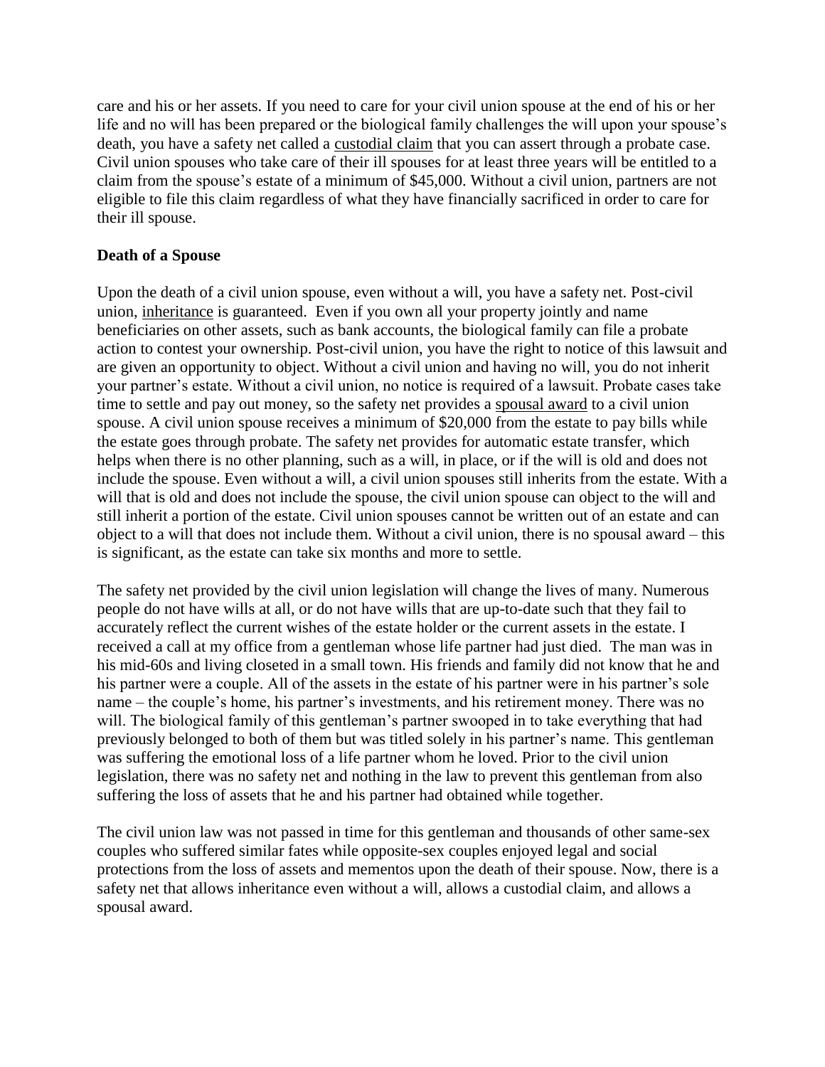care and his or her assets. If you need to care for your civil union spouse at the end of his or her life and no will has been prepared or the biological family challenges the will upon your spouse's death, you have a safety net called a custodial claim that you can assert through a probate case. Civil union spouses who take care of their ill spouses for at least three years will be entitled to a claim from the spouse's estate of a minimum of $45,000. Without a civil union, partners are not eligible to file this claim regardless of what they have financially sacrificed in order to care for their ill spouse.

**Death of a Spouse**

Upon the death of a civil union spouse, even without a will, you have a safety net. Post-civil union, inheritance is guaranteed. Even if you own all your property jointly and name beneficiaries on other assets, such as bank accounts, the biological family can file a probate action to contest your ownership. Post-civil union, you have the right to notice of this lawsuit and are given an opportunity to object. Without a civil union and having no will, you do not inherit your partner's estate. Without a civil union, no notice is required of a lawsuit. Probate cases take time to settle and pay out money, so the safety net provides a spousal award to a civil union spouse. A civil union spouse receives a minimum of $20,000 from the estate to pay bills while the estate goes through probate. The safety net provides for automatic estate transfer, which helps when there is no other planning, such as a will, in place, or if the will is old and does not include the spouse. Even without a will, a civil union spouses still inherits from the estate. With a will that is old and does not include the spouse, the civil union spouse can object to the will and still inherit a portion of the estate. Civil union spouses cannot be written out of an estate and can object to a will that does not include them. Without a civil union, there is no spousal award – this is significant, as the estate can take six months and more to settle.

The safety net provided by the civil union legislation will change the lives of many. Numerous people do not have wills at all, or do not have wills that are up-to-date such that they fail to accurately reflect the current wishes of the estate holder or the current assets in the estate. I received a call at my office from a gentleman whose life partner had just died. The man was in his mid-60s and living closeted in a small town. His friends and family did not know that he and his partner were a couple. All of the assets in the estate of his partner were in his partner's sole name – the couple's home, his partner's investments, and his retirement money. There was no will. The biological family of this gentleman's partner swooped in to take everything that had previously belonged to both of them but was titled solely in his partner's name. This gentleman was suffering the emotional loss of a life partner whom he loved. Prior to the civil union legislation, there was no safety net and nothing in the law to prevent this gentleman from also suffering the loss of assets that he and his partner had obtained while together.

The civil union law was not passed in time for this gentleman and thousands of other same-sex couples who suffered similar fates while opposite-sex couples enjoyed legal and social protections from the loss of assets and mementos upon the death of their spouse. Now, there is a safety net that allows inheritance even without a will, allows a custodial claim, and allows a spousal award.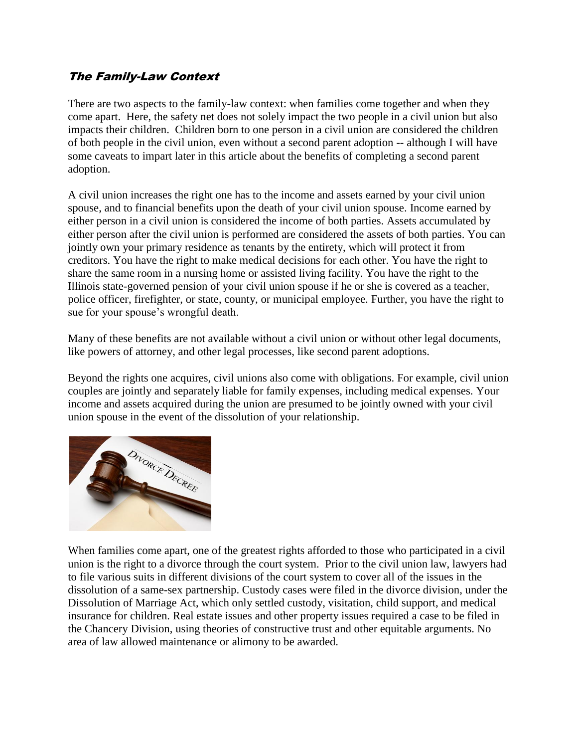## *The Family-Law Context*

There are two aspects to the family-law context: when families come together and when they come apart. Here, the safety net does not solely impact the two people in a civil union but also impacts their children. Children born to one person in a civil union are considered the children of both people in the civil union, even without a second parent adoption -- although I will have some caveats to impart later in this article about the benefits of completing a second parent adoption.

A civil union increases the right one has to the income and assets earned by your civil union spouse, and to financial benefits upon the death of your civil union spouse. Income earned by either person in a civil union is considered the income of both parties. Assets accumulated by either person after the civil union is performed are considered the assets of both parties. You can jointly own your primary residence as tenants by the entirety, which will protect it from creditors. You have the right to make medical decisions for each other. You have the right to share the same room in a nursing home or assisted living facility. You have the right to the Illinois state-governed pension of your civil union spouse if he or she is covered as a teacher, police officer, firefighter, or state, county, or municipal employee. Further, you have the right to sue for your spouse's wrongful death.

Many of these benefits are not available without a civil union or without other legal documents, like powers of attorney, and other legal processes, like second parent adoptions.

Beyond the rights one acquires, civil unions also come with obligations. For example, civil union couples are jointly and separately liable for family expenses, including medical expenses. Your income and assets acquired during the union are presumed to be jointly owned with your civil union spouse in the event of the dissolution of your relationship.

When families come apart, one of the greatest rights afforded to those who participated in a civil union is the right to a divorce through the court system. Prior to the civil union law, lawyers had to file various suits in different divisions of the court system to cover all of the issues in the dissolution of a same-sex partnership. Custody cases were filed in the divorce division, under the Dissolution of Marriage Act, which only settled custody, visitation, child support, and medical insurance for children. Real estate issues and other property issues required a case to be filed in the Chancery Division, using theories of constructive trust and other equitable arguments. No area of law allowed maintenance or alimony to be awarded.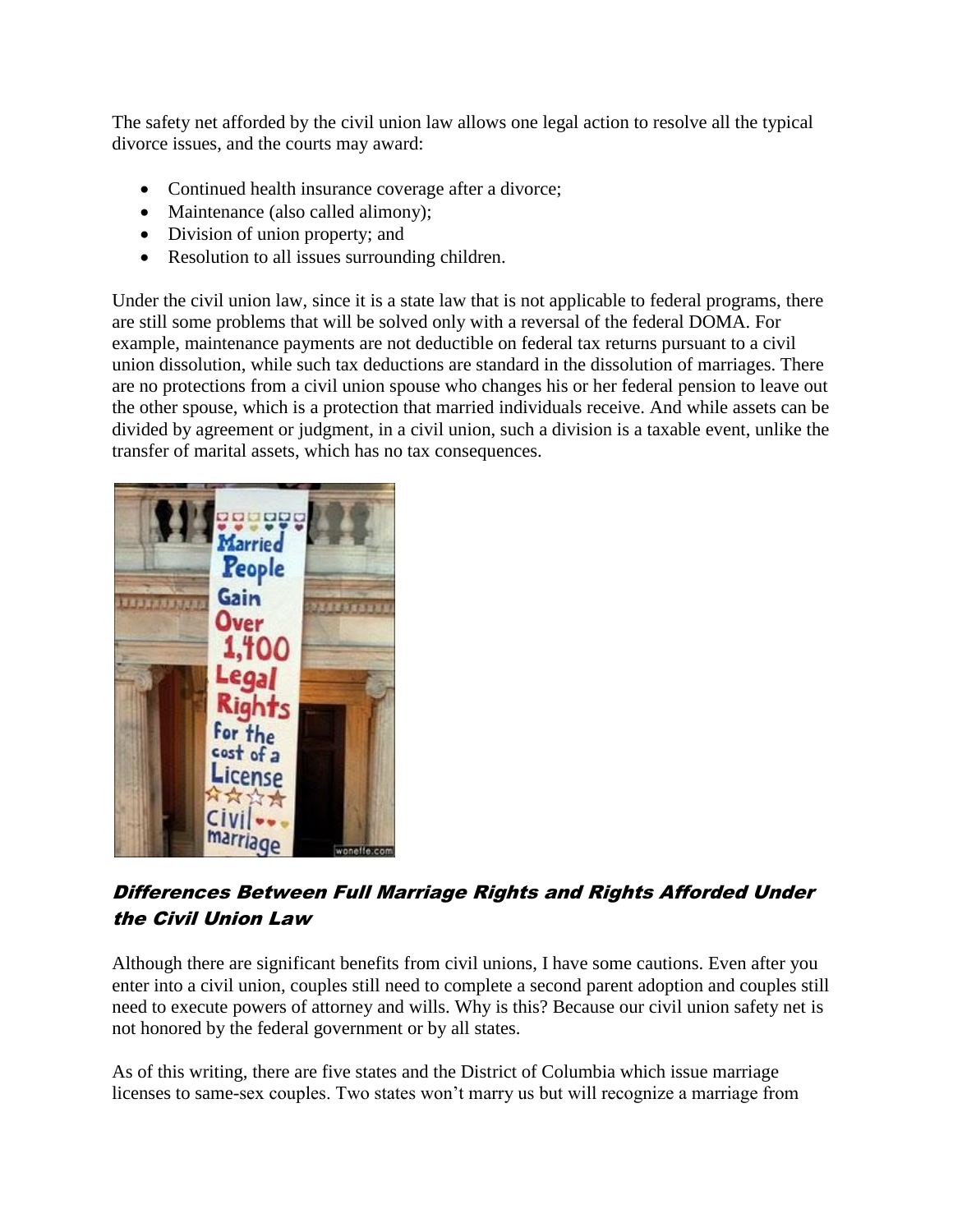The safety net afforded by the civil union law allows one legal action to resolve all the typical divorce issues, and the courts may award:

- Continued health insurance coverage after a divorce;
- Maintenance (also called alimony);
- Division of union property; and
- Resolution to all issues surrounding children.

Under the civil union law, since it is a state law that is not applicable to federal programs, there are still some problems that will be solved only with a reversal of the federal DOMA. For example, maintenance payments are not deductible on federal tax returns pursuant to a civil union dissolution, while such tax deductions are standard in the dissolution of marriages. There are no protections from a civil union spouse who changes his or her federal pension to leave out the other spouse, which is a protection that married individuals receive. And while assets can be divided by agreement or judgment, in a civil union, such a division is a taxable event, unlike the transfer of marital assets, which has no tax consequences.

### *Differences Between Full Marriage Rights and Rights Afforded Under the Civil Union Law*

Although there are significant benefits from civil unions, I have some cautions. Even after you enter into a civil union, couples still need to complete a second parent adoption and couples still need to execute powers of attorney and wills. Why is this? Because our civil union safety net is not honored by the federal government or by all states.

As of this writing, there are five states and the District of Columbia which issue marriage licenses to same-sex couples. Two states won't marry us but will recognize a marriage from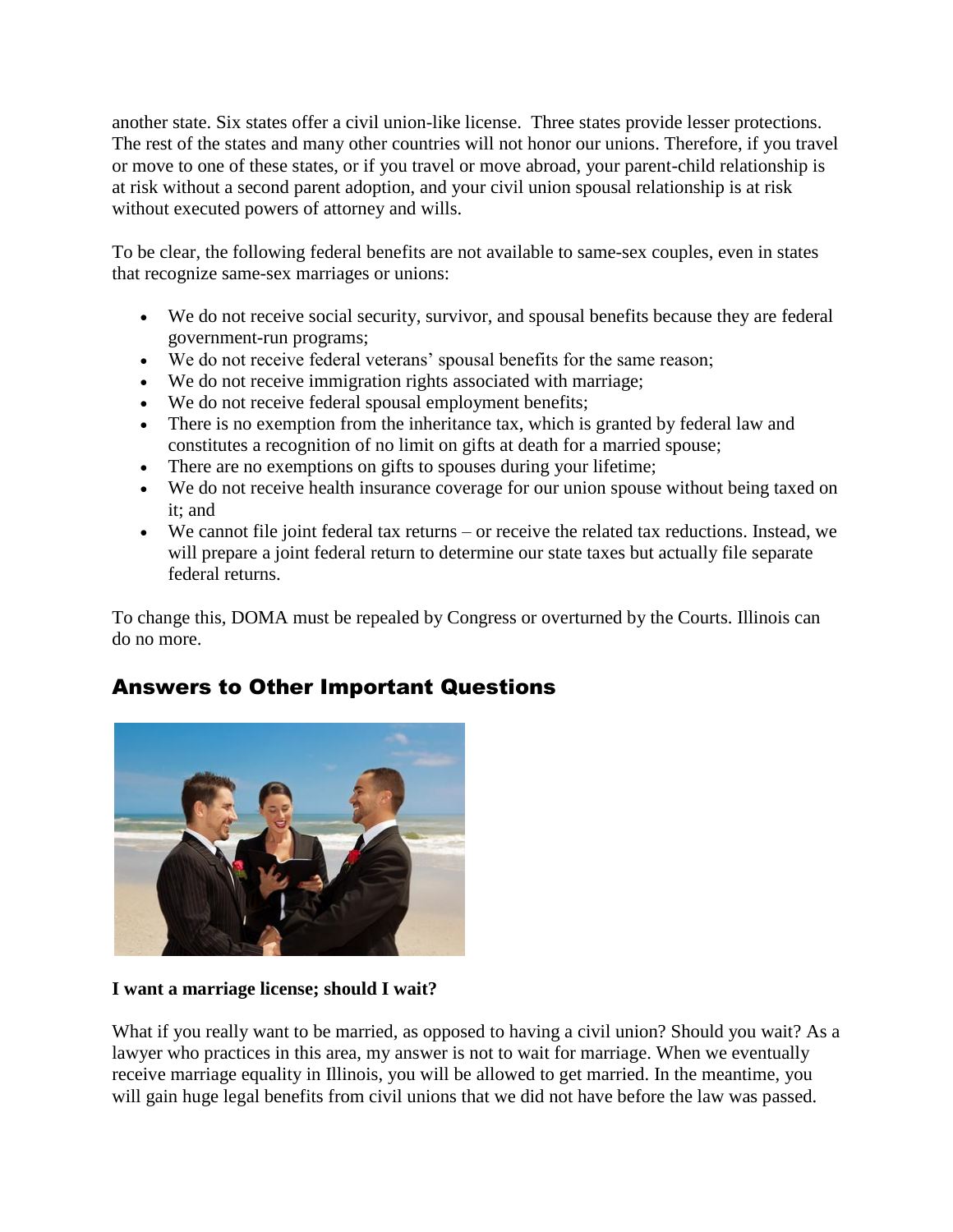another state. Six states offer a civil union-like license. Three states provide lesser protections. The rest of the states and many other countries will not honor our unions. Therefore, if you travel or move to one of these states, or if you travel or move abroad, your parent-child relationship is at risk without a second parent adoption, and your civil union spousal relationship is at risk without executed powers of attorney and wills.

To be clear, the following federal benefits are not available to same-sex couples, even in states that recognize same-sex marriages or unions:

- We do not receive social security, survivor, and spousal benefits because they are federal government-run programs;
- We do not receive federal veterans' spousal benefits for the same reason;
- We do not receive immigration rights associated with marriage;
- We do not receive federal spousal employment benefits;
- There is no exemption from the inheritance tax, which is granted by federal law and constitutes a recognition of no limit on gifts at death for a married spouse;
- There are no exemptions on gifts to spouses during your lifetime;
- We do not receive health insurance coverage for our union spouse without being taxed on it; and
- We cannot file joint federal tax returns – or receive the related tax reductions. Instead, we will prepare a joint federal return to determine our state taxes but actually file separate federal returns.

To change this, DOMA must be repealed by Congress or overturned by the Courts. Illinois can do no more.

## Answers to Other Important Questions

**I want a marriage license; should I wait?**

What if you really want to be married, as opposed to having a civil union? Should you wait? As a lawyer who practices in this area, my answer is not to wait for marriage. When we eventually receive marriage equality in Illinois, you will be allowed to get married. In the meantime, you will gain huge legal benefits from civil unions that we did not have before the law was passed.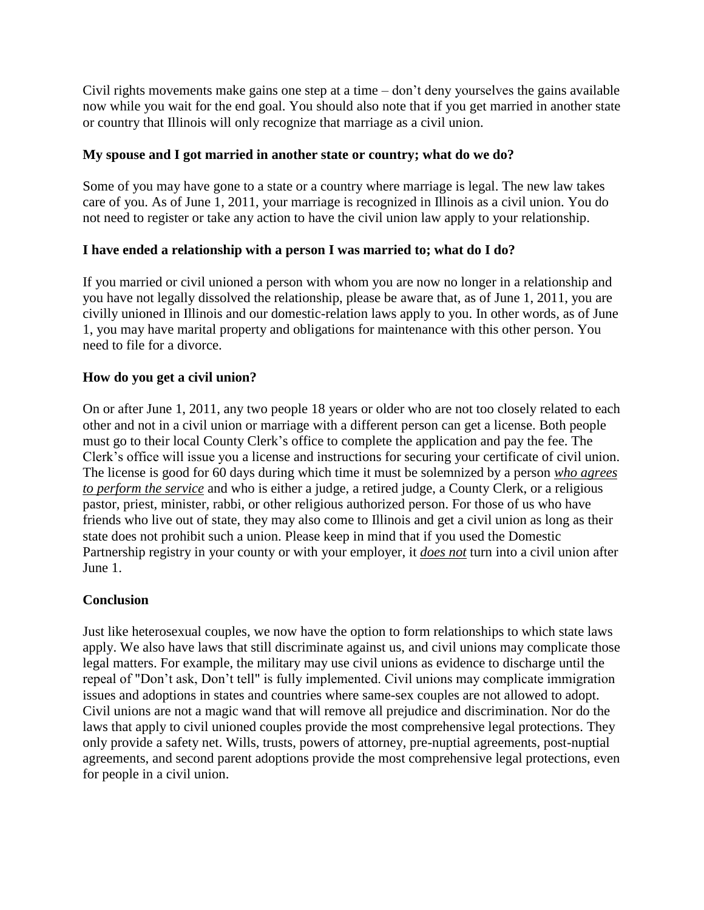Civil rights movements make gains one step at a time – don't deny yourselves the gains available now while you wait for the end goal. You should also note that if you get married in another state or country that Illinois will only recognize that marriage as a civil union.

**My spouse and I got married in another state or country; what do we do?**

Some of you may have gone to a state or a country where marriage is legal. The new law takes care of you. As of June 1, 2011, your marriage is recognized in Illinois as a civil union. You do not need to register or take any action to have the civil union law apply to your relationship.

**I have ended a relationship with a person I was married to; what do I do?**

If you married or civil unioned a person with whom you are now no longer in a relationship and you have not legally dissolved the relationship, please be aware that, as of June 1, 2011, you are civilly unioned in Illinois and our domestic-relation laws apply to you. In other words, as of June 1, you may have marital property and obligations for maintenance with this other person. You need to file for a divorce.

**How do you get a civil union?**

On or after June 1, 2011, any two people 18 years or older who are not too closely related to each other and not in a civil union or marriage with a different person can get a license. Both people must go to their local County Clerk's office to complete the application and pay the fee. The Clerk's office will issue you a license and instructions for securing your certificate of civil union. The license is good for 60 days during which time it must be solemnized by a person ***who agrees to perform the service*** and who is either a judge, a retired judge, a County Clerk, or a religious pastor, priest, minister, rabbi, or other religious authorized person. For those of us who have friends who live out of state, they may also come to Illinois and get a civil union as long as their state does not prohibit such a union. Please keep in mind that if you used the Domestic Partnership registry in your county or with your employer, it ***does not*** turn into a civil union after June 1.

**Conclusion**

Just like heterosexual couples, we now have the option to form relationships to which state laws apply. We also have laws that still discriminate against us, and civil unions may complicate those legal matters. For example, the military may use civil unions as evidence to discharge until the repeal of "Don't ask, Don't tell" is fully implemented. Civil unions may complicate immigration issues and adoptions in states and countries where same-sex couples are not allowed to adopt. Civil unions are not a magic wand that will remove all prejudice and discrimination. Nor do the laws that apply to civil unioned couples provide the most comprehensive legal protections. They only provide a safety net. Wills, trusts, powers of attorney, pre-nuptial agreements, post-nuptial agreements, and second parent adoptions provide the most comprehensive legal protections, even for people in a civil union.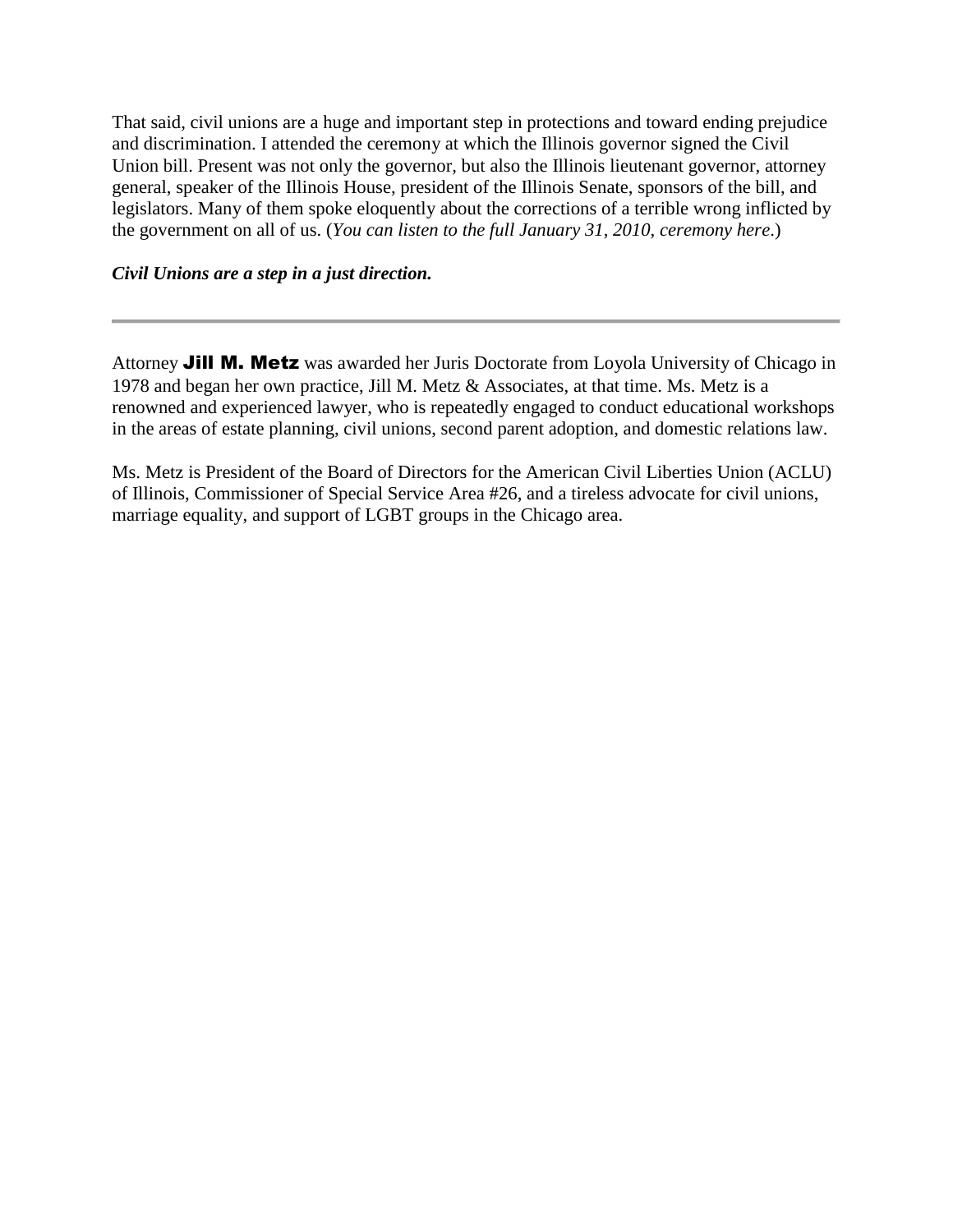That said, civil unions are a huge and important step in protections and toward ending prejudice and discrimination. I attended the ceremony at which the Illinois governor signed the Civil Union bill. Present was not only the governor, but also the Illinois lieutenant governor, attorney general, speaker of the Illinois House, president of the Illinois Senate, sponsors of the bill, and legislators. Many of them spoke eloquently about the corrections of a terrible wrong inflicted by the government on all of us. (*You can listen to the full January 31, 2010, ceremony here*.)

***Civil Unions are a step in a just direction.***

---

Attorney **Jill M. Metz** was awarded her Juris Doctorate from Loyola University of Chicago in 1978 and began her own practice, Jill M. Metz & Associates, at that time. Ms. Metz is a renowned and experienced lawyer, who is repeatedly engaged to conduct educational workshops in the areas of estate planning, civil unions, second parent adoption, and domestic relations law.

Ms. Metz is President of the Board of Directors for the American Civil Liberties Union (ACLU) of Illinois, Commissioner of Special Service Area #26, and a tireless advocate for civil unions, marriage equality, and support of LGBT groups in the Chicago area.